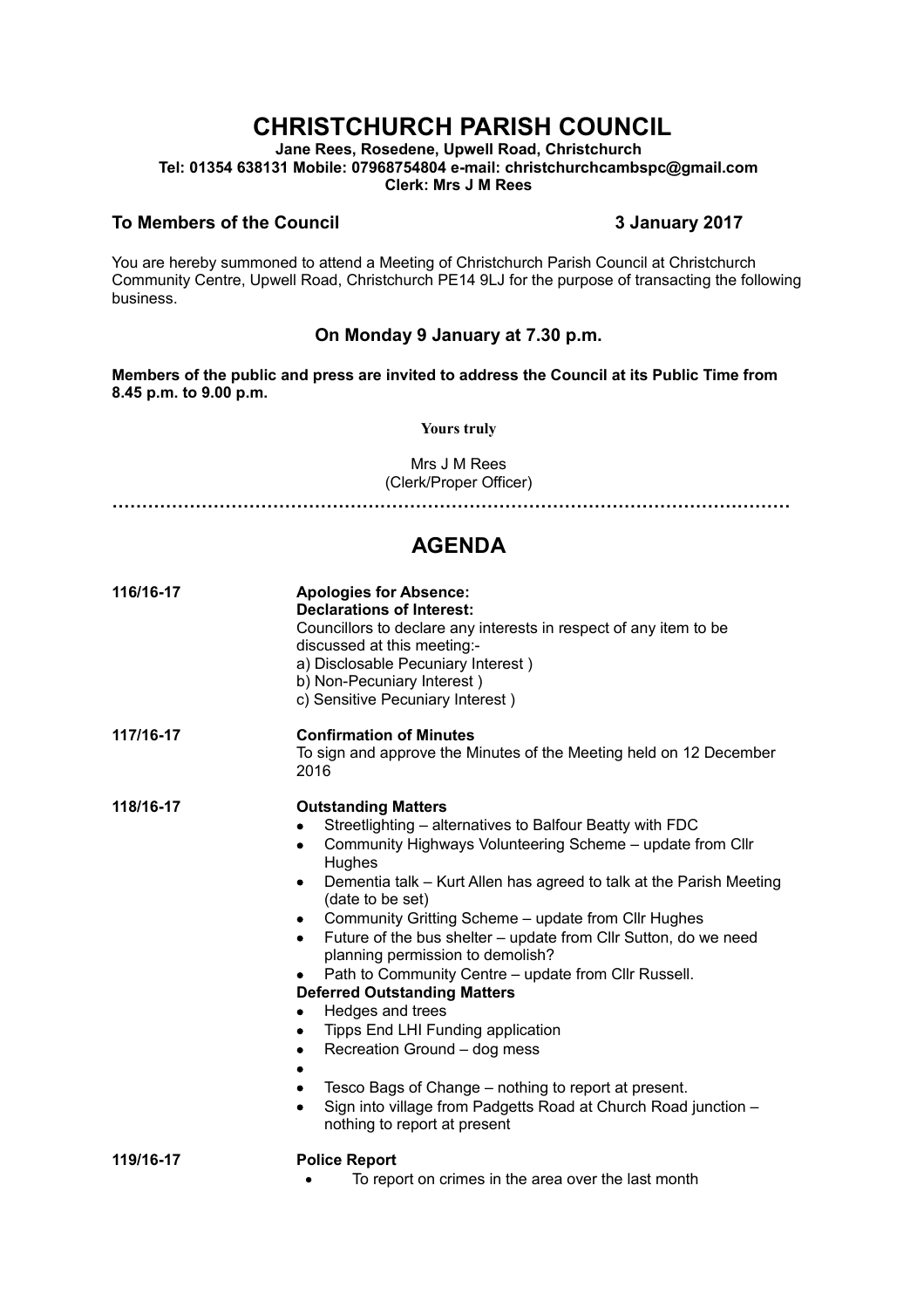# CHRISTCHURCH PARISH COUNCIL

**Jane Rees, Rosedene, Upwell Road, Christchurch**
**Tel: 01354 638131 Mobile: 07968754804 e-mail: christchurchcambspc@gmail.com**
**Clerk: Mrs J M Rees**

**To Members of the Council** **3 January 2017**

You are hereby summoned to attend a Meeting of Christchurch Parish Council at Christchurch Community Centre, Upwell Road, Christchurch PE14 9LJ for the purpose of transacting the following business.

### On Monday 9 January at 7.30 p.m.

**Members of the public and press are invited to address the Council at its Public Time from 8.45 p.m. to 9.00 p.m.**

**Yours truly**

Mrs J M Rees
(Clerk/Proper Officer)

---

## AGENDA

**116/16-17** **Apologies for Absence:**
**Declarations of Interest:**
Councillors to declare any interests in respect of any item to be discussed at this meeting:-
a) Disclosable Pecuniary Interest )
b) Non-Pecuniary Interest )
c) Sensitive Pecuniary Interest )

**117/16-17** **Confirmation of Minutes**
To sign and approve the Minutes of the Meeting held on 12 December 2016

**118/16-17** **Outstanding Matters**

- Streetlighting – alternatives to Balfour Beatty with FDC
- Community Highways Volunteering Scheme – update from Cllr Hughes
- Dementia talk – Kurt Allen has agreed to talk at the Parish Meeting (date to be set)
- Community Gritting Scheme – update from Cllr Hughes
- Future of the bus shelter – update from Cllr Sutton, do we need planning permission to demolish?
- Path to Community Centre – update from Cllr Russell.

**Deferred Outstanding Matters**

- Hedges and trees
- Tipps End LHI Funding application
- Recreation Ground – dog mess
- 
- Tesco Bags of Change – nothing to report at present.
- Sign into village from Padgetts Road at Church Road junction – nothing to report at present

**119/16-17** **Police Report**

- To report on crimes in the area over the last month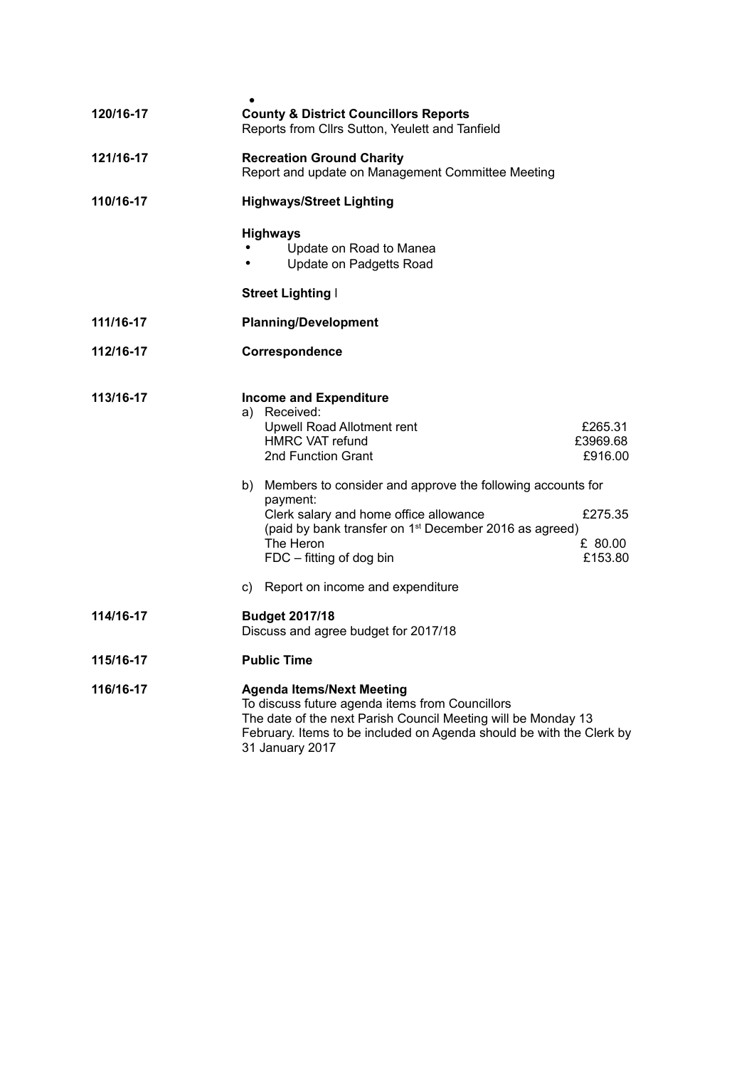- 

**120/16-17** **County & District Councillors Reports**
Reports from Cllrs Sutton, Yeulett and Tanfield

**121/16-17** **Recreation Ground Charity**
Report and update on Management Committee Meeting

**110/16-17** **Highways/Street Lighting**

**Highways**

- Update on Road to Manea
- Update on Padgetts Road

**Street Lighting** l

**111/16-17** **Planning/Development**

**112/16-17** **Correspondence**

**113/16-17** **Income and Expenditure**

a) Received:

| | |
|---|---|
| Upwell Road Allotment rent | £265.31 |
| HMRC VAT refund | £3969.68 |
| 2nd Function Grant | £916.00 |

b) Members to consider and approve the following accounts for payment:

| | |
|---|---|
| Clerk salary and home office allowance (paid by bank transfer on 1st December 2016 as agreed) | £275.35 |
| The Heron | £ 80.00 |
| FDC – fitting of dog bin | £153.80 |

c) Report on income and expenditure

**114/16-17** **Budget 2017/18**
Discuss and agree budget for 2017/18

**115/16-17** **Public Time**

**116/16-17** **Agenda Items/Next Meeting**
To discuss future agenda items from Councillors
The date of the next Parish Council Meeting will be Monday 13 February. Items to be included on Agenda should be with the Clerk by 31 January 2017